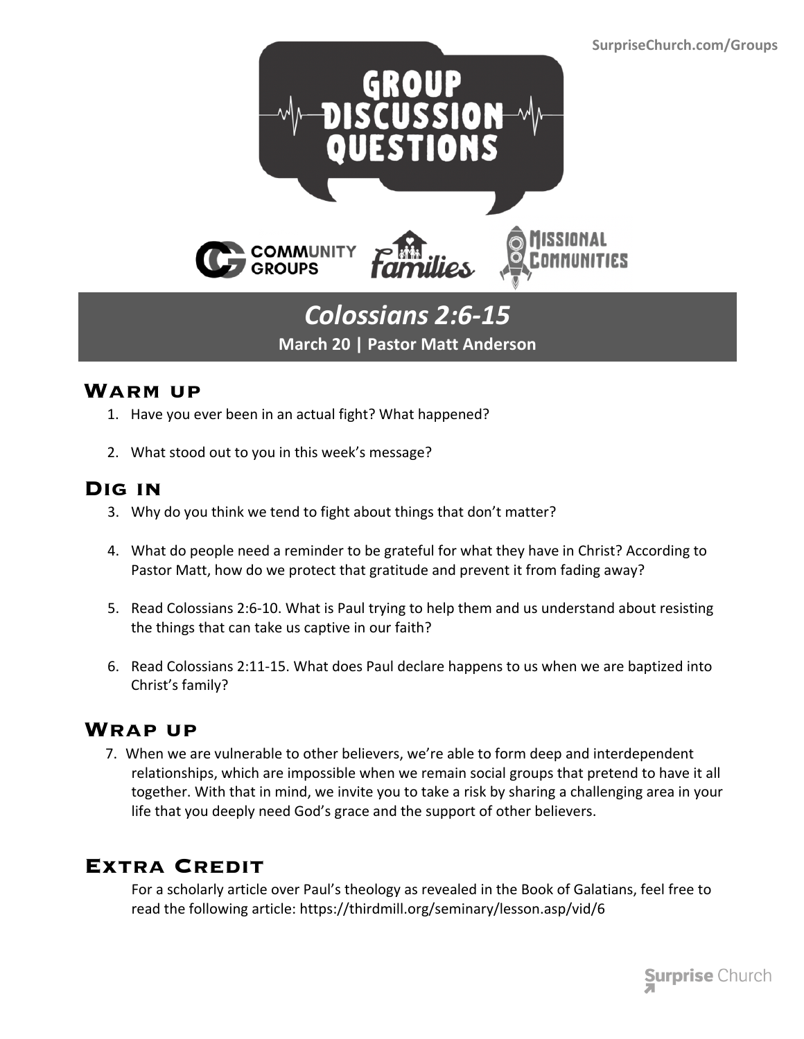SurpriseChurch.com/Groups

# GROUP DISCUSSION QUESTIONS

COMMUNITY GROUPS | Families | MISSIONAL COMMUNITIES

## *Colossians 2:6-15*

**March 20 | Pastor Matt Anderson**

## Warm up

1. Have you ever been in an actual fight? What happened?
2. What stood out to you in this week's message?

## Dig in

3. Why do you think we tend to fight about things that don't matter?
4. What do people need a reminder to be grateful for what they have in Christ? According to Pastor Matt, how do we protect that gratitude and prevent it from fading away?
5. Read Colossians 2:6-10. What is Paul trying to help them and us understand about resisting the things that can take us captive in our faith?
6. Read Colossians 2:11-15. What does Paul declare happens to us when we are baptized into Christ's family?

## Wrap up

7. When we are vulnerable to other believers, we're able to form deep and interdependent relationships, which are impossible when we remain social groups that pretend to have it all together. With that in mind, we invite you to take a risk by sharing a challenging area in your life that you deeply need God's grace and the support of other believers.

## Extra Credit

For a scholarly article over Paul's theology as revealed in the Book of Galatians, feel free to read the following article: https://thirdmill.org/seminary/lesson.asp/vid/6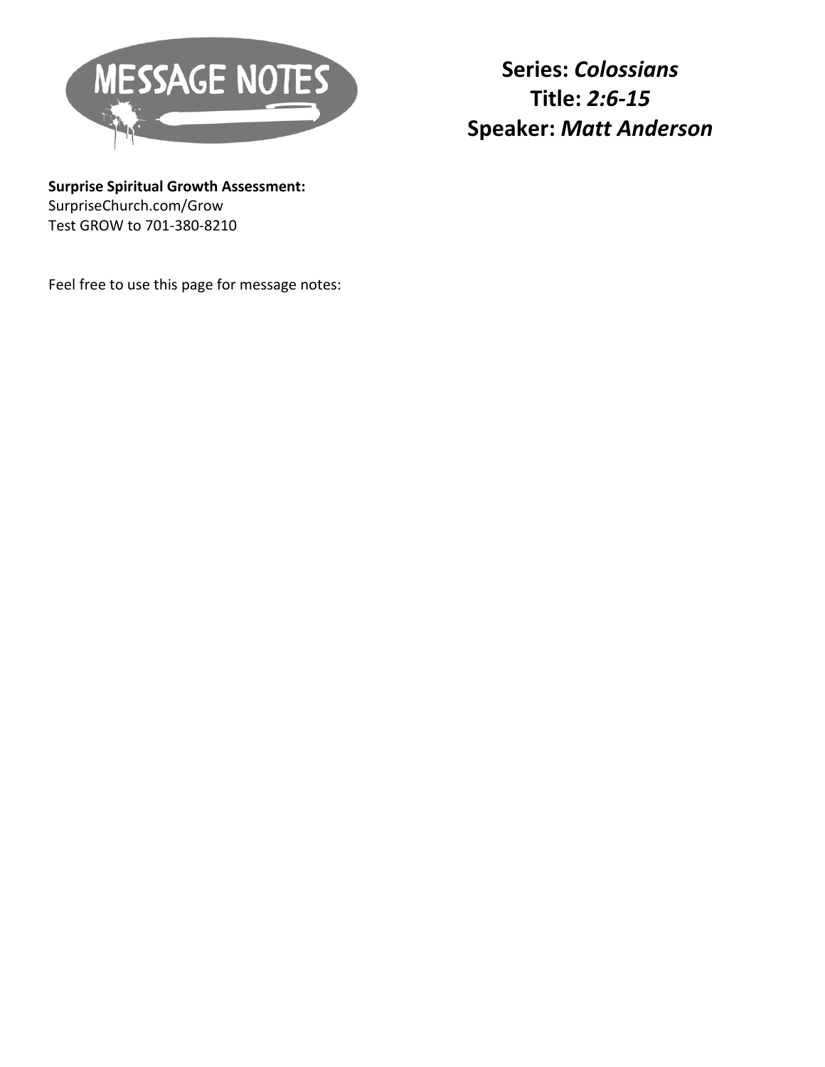MESSAGE NOTES

**Series:** *Colossians*
**Title:** *2:6-15*
**Speaker:** *Matt Anderson*

**Surprise Spiritual Growth Assessment:**
SurpriseChurch.com/Grow
Test GROW to 701-380-8210

Feel free to use this page for message notes: